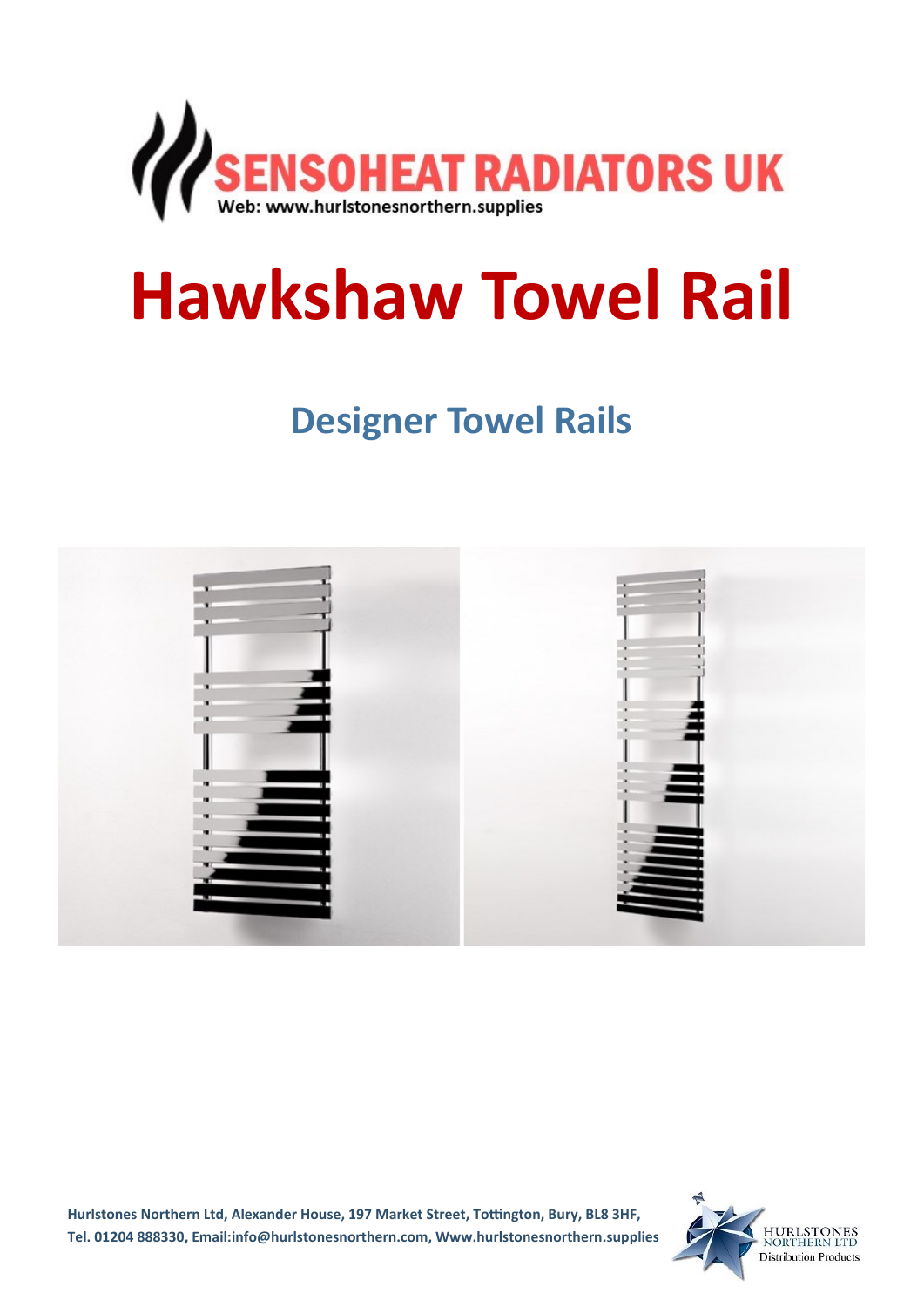SENSOHEAT RADIATORS UK

Web: www.hurlstonesnorthern.supplies

# Hawkshaw Towel Rail

## Designer Towel Rails

Hurlstones Northern Ltd, Alexander House, 197 Market Street, Tottington, Bury, BL8 3HF,
Tel. 01204 888330, Email:info@hurlstonesnorthern.com, Www.hurlstonesnorthern.supplies

HURLSTONES NORTHERN LTD
Distribution Products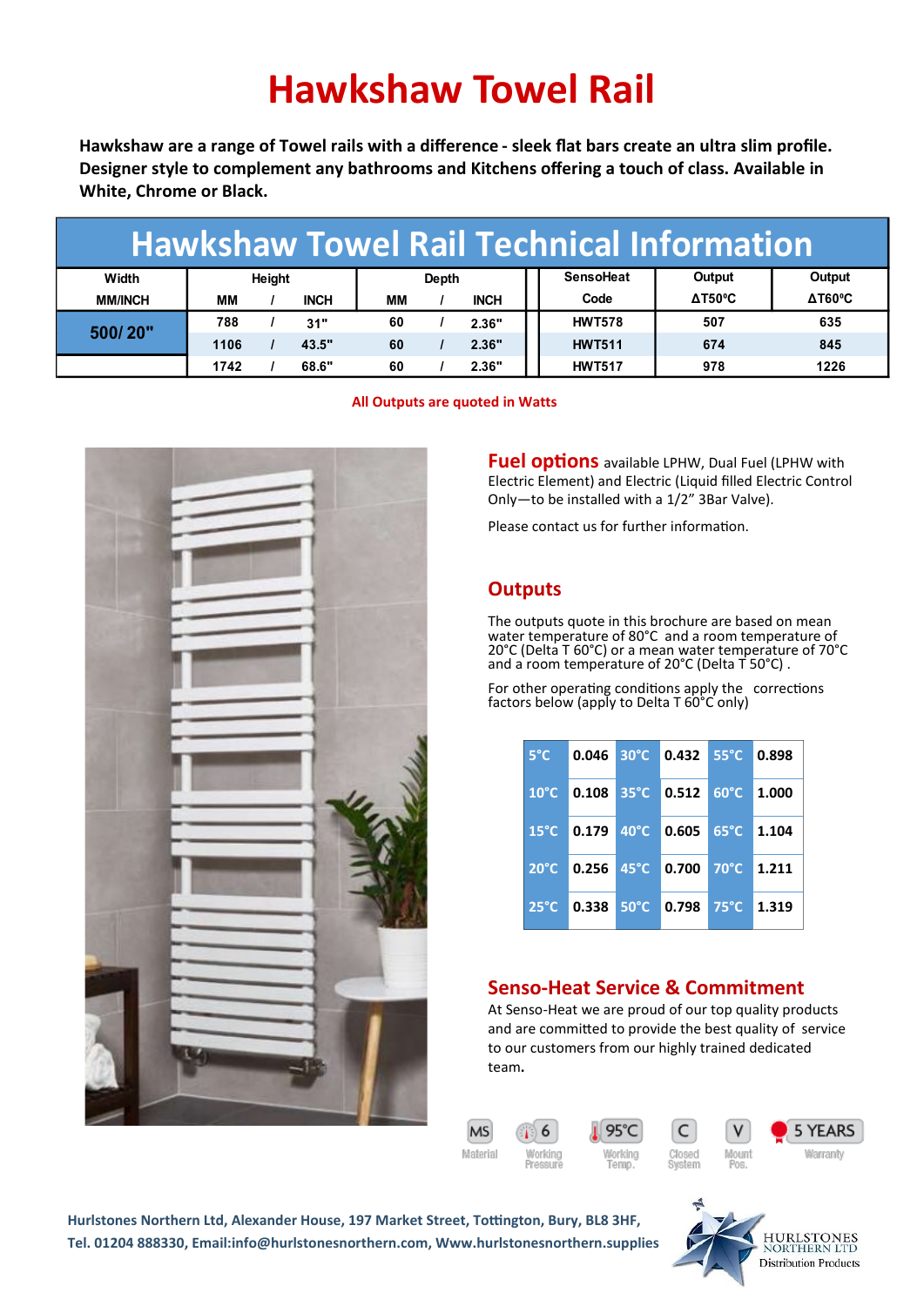# Hawkshaw Towel Rail

**Hawkshaw are a range of Towel rails with a difference - sleek flat bars create an ultra slim profile. Designer style to complement any bathrooms and Kitchens offering a touch of class. Available in White, Chrome or Black.**

## Hawkshaw Towel Rail Technical Information

| Width | Height | | | Depth | | | SensoHeat | Output | Output |
|---|---|---|---|---|---|---|---|---|---|
| MM/INCH | MM | / | INCH | MM | / | INCH | Code | ΔT50°C | ΔT60°C |
| 500/ 20" | 788 | / | 31" | 60 | / | 2.36" | HWT578 | 507 | 635 |
| | 1106 | / | 43.5" | 60 | / | 2.36" | HWT511 | 674 | 845 |
| | 1742 | / | 68.6" | 60 | / | 2.36" | HWT517 | 978 | 1226 |

All Outputs are quoted in Watts

**Fuel options** available LPHW, Dual Fuel (LPHW with Electric Element) and Electric (Liquid filled Electric Control Only—to be installed with a 1/2" 3Bar Valve).

Please contact us for further information.

## Outputs

The outputs quote in this brochure are based on mean water temperature of 80°C and a room temperature of 20°C (Delta T 60°C) or a mean water temperature of 70°C and a room temperature of 20°C (Delta T 50°C) .

For other operating conditions apply the corrections factors below (apply to Delta T 60°C only)

| | | | | | |
|---|---|---|---|---|---|
| 5°C | 0.046 | 30°C | 0.432 | 55°C | 0.898 |
| 10°C | 0.108 | 35°C | 0.512 | 60°C | 1.000 |
| 15°C | 0.179 | 40°C | 0.605 | 65°C | 1.104 |
| 20°C | 0.256 | 45°C | 0.700 | 70°C | 1.211 |
| 25°C | 0.338 | 50°C | 0.798 | 75°C | 1.319 |

## Senso-Heat Service & Commitment

At Senso-Heat we are proud of our top quality products and are committed to provide the best quality of service to our customers from our highly trained dedicated team.

MS Material | 6 Working Pressure | 95°C Working Temp. | C Closed System | V Mount Pos. | 5 YEARS Warranty

Hurlstones Northern Ltd, Alexander House, 197 Market Street, Tottington, Bury, BL8 3HF,
Tel. 01204 888330, Email:info@hurlstonesnorthern.com, Www.hurlstonesnorthern.supplies

HURLSTONES NORTHERN LTD Distribution Products